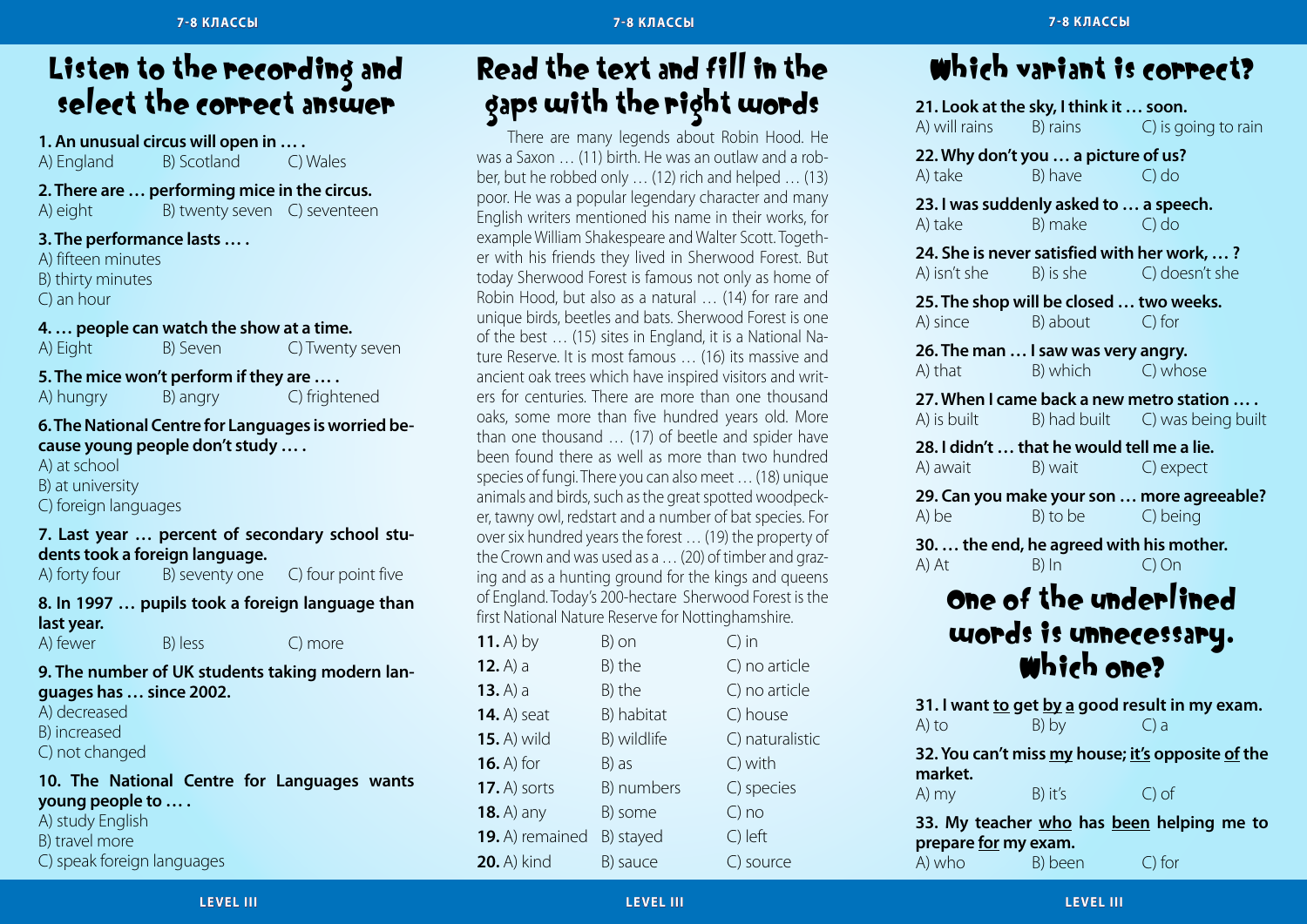## Listen to the recording and select the correct answer

**1. An unusual circus will open in … .**
A) England B) Scotland C) Wales

**2. There are … performing mice in the circus.**
A) eight B) twenty seven C) seventeen

**3. The performance lasts … .**
A) fifteen minutes
B) thirty minutes
C) an hour

**4. … people can watch the show at a time.**
A) Eight B) Seven C) Twenty seven

**5. The mice won't perform if they are … .**
A) hungry B) angry C) frightened

**6. The National Centre for Languages is worried because young people don't study … .**
A) at school
B) at university
C) foreign languages

**7. Last year … percent of secondary school students took a foreign language.**
A) forty four B) seventy one C) four point five

**8. In 1997 … pupils took a foreign language than last year.**
A) fewer B) less C) more

**9. The number of UK students taking modern languages has … since 2002.**
A) decreased
B) increased
C) not changed

**10. The National Centre for Languages wants young people to … .**
A) study English
B) travel more
C) speak foreign languages

## Read the text and fill in the gaps with the right words

There are many legends about Robin Hood. He was a Saxon … (11) birth. He was an outlaw and a robber, but he robbed only … (12) rich and helped … (13) poor. He was a popular legendary character and many English writers mentioned his name in their works, for example William Shakespeare and Walter Scott. Together with his friends they lived in Sherwood Forest. But today Sherwood Forest is famous not only as home of Robin Hood, but also as a natural … (14) for rare and unique birds, beetles and bats. Sherwood Forest is one of the best … (15) sites in England, it is a National Nature Reserve. It is most famous … (16) its massive and ancient oak trees which have inspired visitors and writers for centuries. There are more than one thousand oaks, some more than five hundred years old. More than one thousand … (17) of beetle and spider have been found there as well as more than two hundred species of fungi. There you can also meet … (18) unique animals and birds, such as the great spotted woodpecker, tawny owl, redstart and a number of bat species. For over six hundred years the forest … (19) the property of the Crown and was used as a … (20) of timber and grazing and as a hunting ground for the kings and queens of England. Today's 200-hectare Sherwood Forest is the first National Nature Reserve for Nottinghamshire.

| | A | B | C |
|---|---|---|---|
| **11.** | by | on | in |
| **12.** | a | the | no article |
| **13.** | a | the | no article |
| **14.** | seat | habitat | house |
| **15.** | wild | wildlife | naturalistic |
| **16.** | for | as | with |
| **17.** | sorts | numbers | species |
| **18.** | any | some | no |
| **19.** | remained | stayed | left |
| **20.** | kind | sauce | source |

## Which variant is correct?

**21. Look at the sky, I think it … soon.**
A) will rains B) rains C) is going to rain

**22. Why don't you … a picture of us?**
A) take B) have C) do

**23. I was suddenly asked to … a speech.**
A) take B) make C) do

**24. She is never satisfied with her work, … ?**
A) isn't she B) is she C) doesn't she

**25. The shop will be closed … two weeks.**
A) since B) about C) for

**26. The man … I saw was very angry.**
A) that B) which C) whose

**27. When I came back a new metro station … .**
A) is built B) had built C) was being built

**28. I didn't … that he would tell me a lie.**
A) await B) wait C) expect

**29. Can you make your son … more agreeable?**
A) be B) to be C) being

**30. … the end, he agreed with his mother.**
A) At B) In C) On

## One of the underlined words is unnecessary. Which one?

**31. I want <u>to</u> get <u>by</u> <u>a</u> good result in my exam.**
A) to B) by C) a

**32. You can't miss <u>my</u> house; <u>it's</u> opposite <u>of</u> the market.**
A) my B) it's C) of

**33. My teacher <u>who</u> has <u>been</u> helping me to prepare <u>for</u> my exam.**
A) who B) been C) for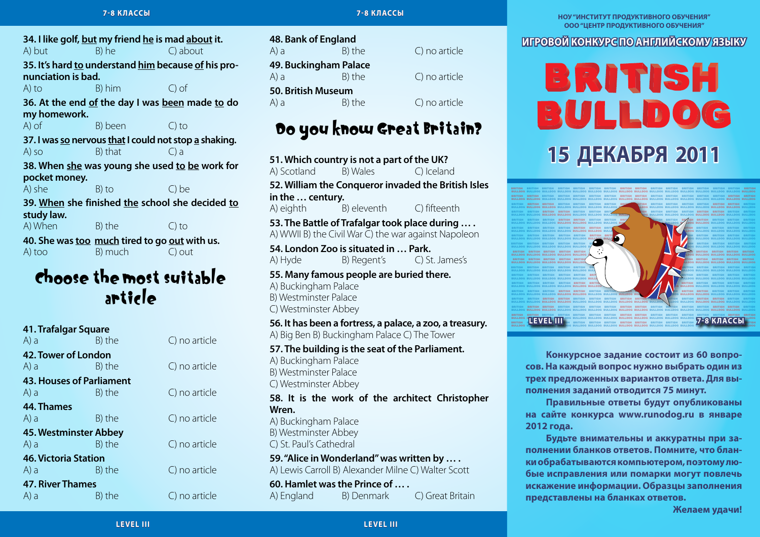**34. I like golf, <u>but</u> my friend <u>he</u> is mad <u>about</u> it.**
A) but B) he C) about

**35. It's hard <u>to</u> understand <u>him</u> because <u>of</u> his pronunciation is bad.**
A) to B) him C) of

**36. At the end <u>of</u> the day I was <u>been</u> made <u>to</u> do my homework.**
A) of B) been C) to

**37. I was <u>so</u> nervous <u>that</u> I could not stop <u>a</u> shaking.**
A) so B) that C) a

**38. When <u>she</u> was young she used <u>to</u> <u>be</u> work for pocket money.**
A) she B) to C) be

**39. <u>When</u> she finished <u>the</u> school she decided <u>to</u> study law.**
A) When B) the C) to

**40. She was <u>too</u> <u>much</u> tired to go <u>out</u> with us.**
A) too B) much C) out

## Choose the most suitable article

**41. Trafalgar Square**
A) a B) the C) no article

**42. Tower of London**
A) a B) the C) no article

**43. Houses of Parliament**
A) a B) the C) no article

**44. Thames**
A) a B) the C) no article

**45. Westminster Abbey**
A) a B) the C) no article

**46. Victoria Station**
A) a B) the C) no article

**47. River Thames**
A) a B) the C) no article

**48. Bank of England**
A) a B) the C) no article

**49. Buckingham Palace**
A) a B) the C) no article

**50. British Museum**
A) a B) the C) no article

## Do you know Great Britain?

**51. Which country is not a part of the UK?**
A) Scotland B) Wales C) Iceland

**52. William the Conqueror invaded the British Isles in the … century.**
A) eighth B) eleventh C) fifteenth

**53. The Battle of Trafalgar took place during … .**
A) WWII B) the Civil War C) the war against Napoleon

**54. London Zoo is situated in … Park.**
A) Hyde B) Regent's C) St. James's

**55. Many famous people are buried there.**
A) Buckingham Palace
B) Westminster Palace
C) Westminster Abbey

**56. It has been a fortress, a palace, a zoo, a treasury.**
A) Big Ben B) Buckingham Palace C) The Tower

**57. The building is the seat of the Parliament.**
A) Buckingham Palace
B) Westminster Palace
C) Westminster Abbey

**58. It is the work of the architect Christopher Wren.**
A) Buckingham Palace
B) Westminster Abbey
C) St. Paul's Cathedral

**59. "Alice in Wonderland" was written by … .**
A) Lewis Carroll B) Alexander Milne C) Walter Scott

**60. Hamlet was the Prince of … .**
A) England B) Denmark C) Great Britain

НОУ "ИНСТИТУТ ПРОДУКТИВНОГО ОБУЧЕНИЯ"
ООО "ЦЕНТР ПРОДУКТИВНОГО ОБУЧЕНИЯ"

**ИГРОВОЙ КОНКУРС ПО АНГЛИЙСКОМУ ЯЗЫКУ**

# BRITISH BULLDOG

## 15 ДЕКАБРЯ 2011

LEVEL III

7-8 КЛАССЫ

**Конкурсное задание состоит из 60 вопросов. На каждый вопрос нужно выбрать один из трех предложенных вариантов ответа. Для выполнения заданий отводится 75 минут.**

**Правильные ответы будут опубликованы на сайте конкурса www.runodog.ru в январе 2012 года.**

**Будьте внимательны и аккуратны при заполнении бланков ответов. Помните, что бланки обрабатываются компьютером, поэтому любые исправления или помарки могут повлечь искажение информации. Образцы заполнения представлены на бланках ответов.**

**Желаем удачи!**